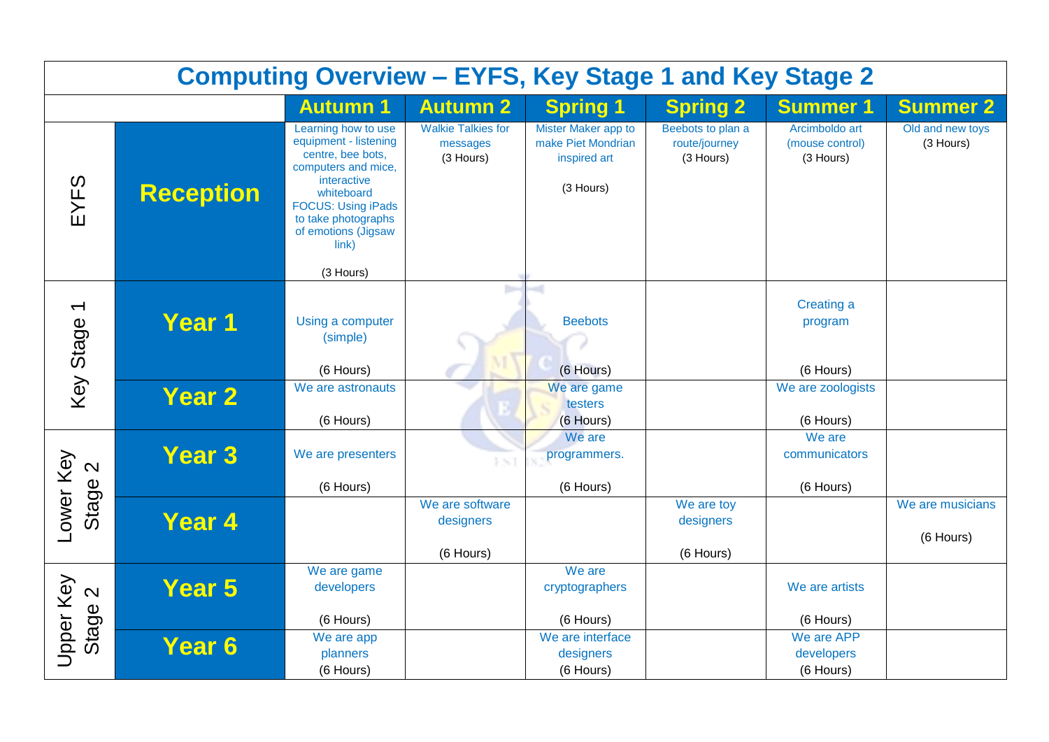# Computing Overview – EYFS, Key Stage 1 and Key Stage 2

| | | Autumn 1 | Autumn 2 | Spring 1 | Spring 2 | Summer 1 | Summer 2 |
|---|---|---|---|---|---|---|---|
| EYFS | **Reception** | Learning how to use equipment - listening centre, bee bots, computers and mice, interactive whiteboard FOCUS: Using iPads to take photographs of emotions (Jigsaw link) (3 Hours) | Walkie Talkies for messages (3 Hours) | Mister Maker app to make Piet Mondrian inspired art (3 Hours) | Beebots to plan a route/journey (3 Hours) | Arcimboldo art (mouse control) (3 Hours) | Old and new toys (3 Hours) |
| Key Stage 1 | **Year 1** | Using a computer (simple) (6 Hours) | | Beebots (6 Hours) | | Creating a program (6 Hours) | |
| | **Year 2** | We are astronauts (6 Hours) | | We are game testers (6 Hours) | | We are zoologists (6 Hours) | |
| Lower Key Stage 2 | **Year 3** | We are presenters (6 Hours) | | We are programmers. (6 Hours) | | We are communicators (6 Hours) | |
| | **Year 4** | | We are software designers (6 Hours) | | We are toy designers (6 Hours) | | We are musicians (6 Hours) |
| Upper Key Stage 2 | **Year 5** | We are game developers (6 Hours) | | We are cryptographers (6 Hours) | | We are artists (6 Hours) | |
| | **Year 6** | We are app planners (6 Hours) | | We are interface designers (6 Hours) | | We are APP developers (6 Hours) | |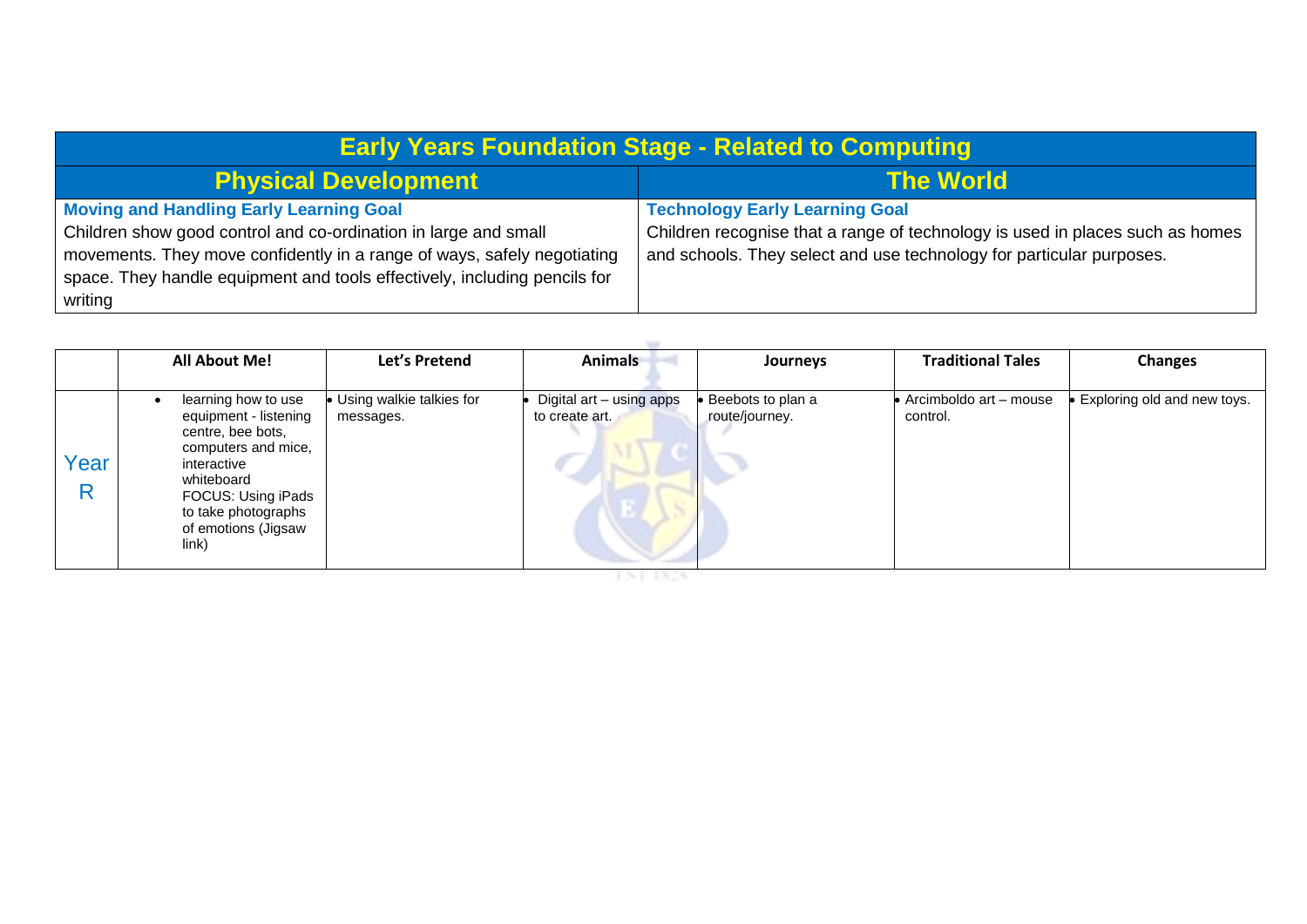| Early Years Foundation Stage - Related to Computing | |
|---|---|
| **Physical Development** | **The World** |
| **Moving and Handling Early Learning Goal**<br>Children show good control and co-ordination in large and small movements. They move confidently in a range of ways, safely negotiating space. They handle equipment and tools effectively, including pencils for writing | **Technology Early Learning Goal**<br>Children recognise that a range of technology is used in places such as homes and schools. They select and use technology for particular purposes. |

| | All About Me! | Let's Pretend | Animals | Journeys | Traditional Tales | Changes |
|---|---|---|---|---|---|---|
| Year R | • learning how to use equipment - listening centre, bee bots, computers and mice, interactive whiteboard FOCUS: Using iPads to take photographs of emotions (Jigsaw link) | • Using walkie talkies for messages. | • Digital art – using apps to create art. | • Beebots to plan a route/journey. | • Arcimboldo art – mouse control. | • Exploring old and new toys. |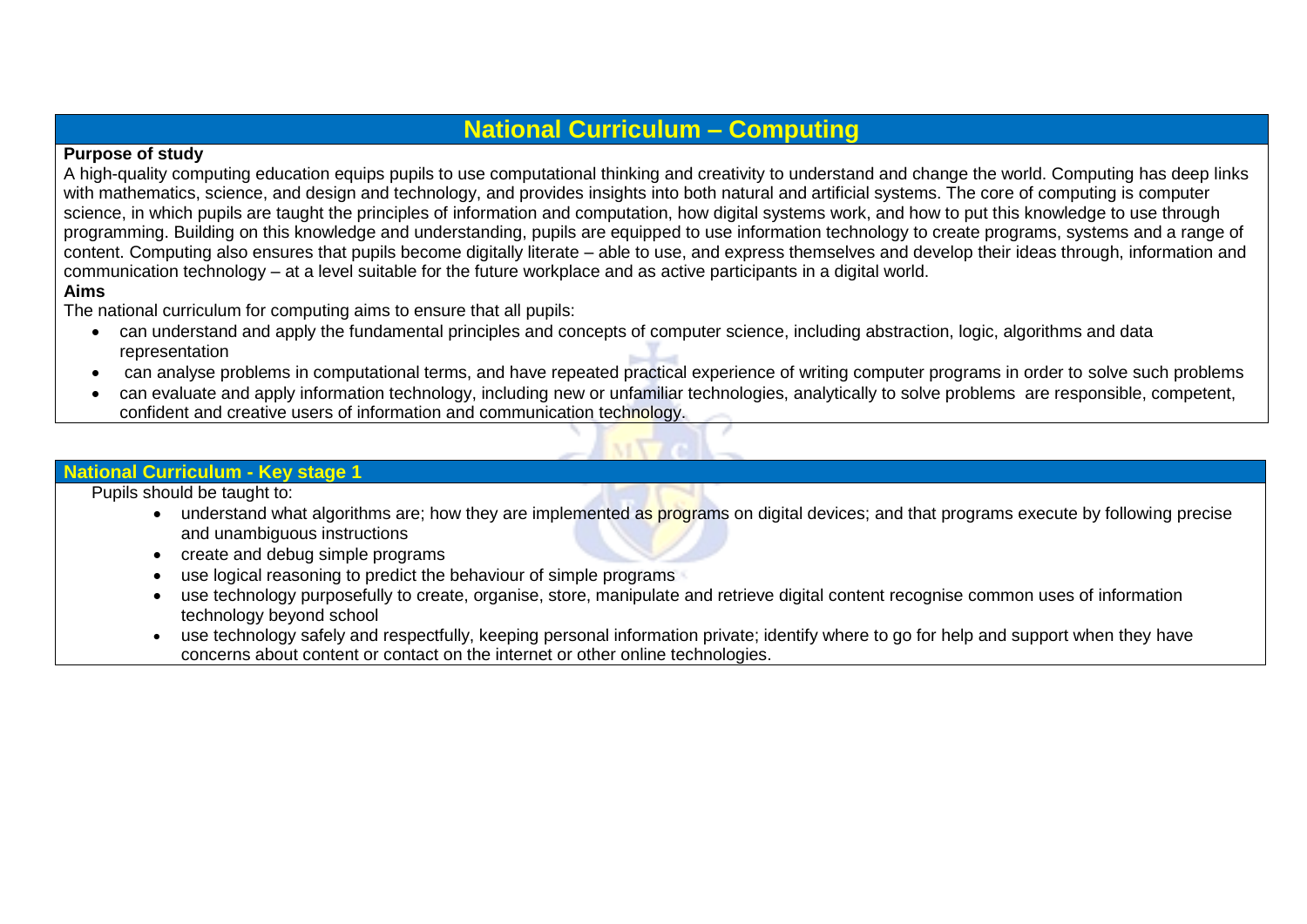# National Curriculum – Computing

**Purpose of study**

A high-quality computing education equips pupils to use computational thinking and creativity to understand and change the world. Computing has deep links with mathematics, science, and design and technology, and provides insights into both natural and artificial systems. The core of computing is computer science, in which pupils are taught the principles of information and computation, how digital systems work, and how to put this knowledge to use through programming. Building on this knowledge and understanding, pupils are equipped to use information technology to create programs, systems and a range of content. Computing also ensures that pupils become digitally literate – able to use, and express themselves and develop their ideas through, information and communication technology – at a level suitable for the future workplace and as active participants in a digital world.

**Aims**

The national curriculum for computing aims to ensure that all pupils:

- can understand and apply the fundamental principles and concepts of computer science, including abstraction, logic, algorithms and data representation
- can analyse problems in computational terms, and have repeated practical experience of writing computer programs in order to solve such problems
- can evaluate and apply information technology, including new or unfamiliar technologies, analytically to solve problems are responsible, competent, confident and creative users of information and communication technology.

## National Curriculum - Key stage 1

Pupils should be taught to:

- understand what algorithms are; how they are implemented as programs on digital devices; and that programs execute by following precise and unambiguous instructions
- create and debug simple programs
- use logical reasoning to predict the behaviour of simple programs
- use technology purposefully to create, organise, store, manipulate and retrieve digital content recognise common uses of information technology beyond school
- use technology safely and respectfully, keeping personal information private; identify where to go for help and support when they have concerns about content or contact on the internet or other online technologies.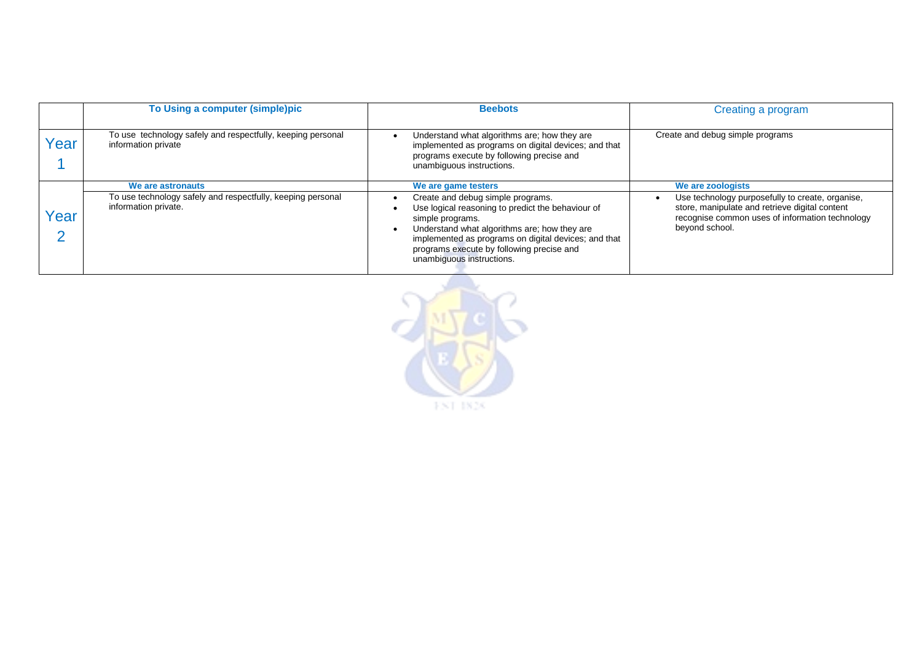| | To Using a computer (simple)pic | Beebots | Creating a program |
|---|---|---|---|
| Year 1 | To use technology safely and respectfully, keeping personal information private | • Understand what algorithms are; how they are implemented as programs on digital devices; and that programs execute by following precise and unambiguous instructions. | Create and debug simple programs |
| | **We are astronauts** | **We are game testers** | **We are zoologists** |
| Year 2 | To use technology safely and respectfully, keeping personal information private. | • Create and debug simple programs.<br>• Use logical reasoning to predict the behaviour of simple programs.<br>• Understand what algorithms are; how they are implemented as programs on digital devices; and that programs execute by following precise and unambiguous instructions. | • Use technology purposefully to create, organise, store, manipulate and retrieve digital content recognise common uses of information technology beyond school. |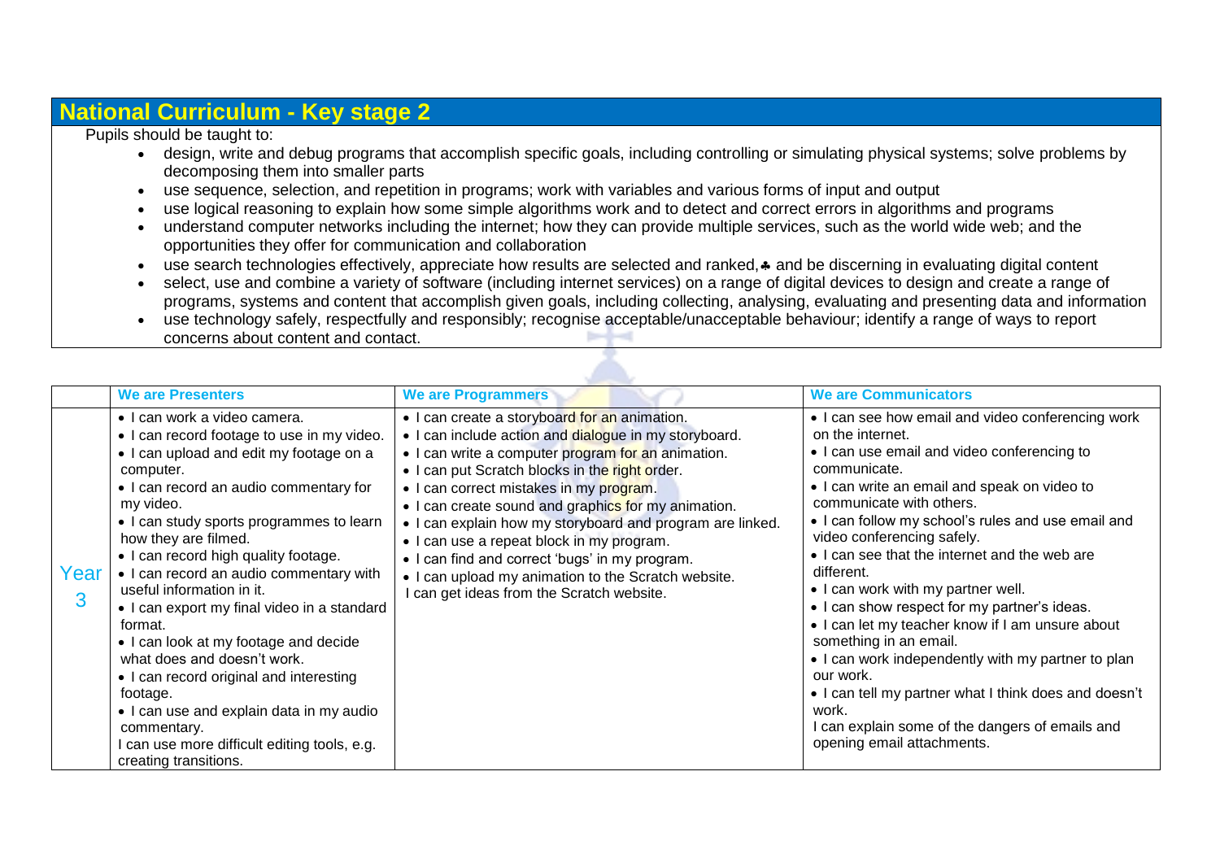## National Curriculum - Key stage 2

Pupils should be taught to:

- design, write and debug programs that accomplish specific goals, including controlling or simulating physical systems; solve problems by decomposing them into smaller parts
- use sequence, selection, and repetition in programs; work with variables and various forms of input and output
- use logical reasoning to explain how some simple algorithms work and to detect and correct errors in algorithms and programs
- understand computer networks including the internet; how they can provide multiple services, such as the world wide web; and the opportunities they offer for communication and collaboration
- use search technologies effectively, appreciate how results are selected and ranked,♣ and be discerning in evaluating digital content
- select, use and combine a variety of software (including internet services) on a range of digital devices to design and create a range of programs, systems and content that accomplish given goals, including collecting, analysing, evaluating and presenting data and information
- use technology safely, respectfully and responsibly; recognise acceptable/unacceptable behaviour; identify a range of ways to report concerns about content and contact.

| | We are Presenters | We are Programmers | We are Communicators |
|---|---|---|---|
| Year 3 | • I can work a video camera.<br>• I can record footage to use in my video.<br>• I can upload and edit my footage on a computer.<br>• I can record an audio commentary for my video.<br>• I can study sports programmes to learn how they are filmed.<br>• I can record high quality footage.<br>• I can record an audio commentary with useful information in it.<br>• I can export my final video in a standard format.<br>• I can look at my footage and decide what does and doesn't work.<br>• I can record original and interesting footage.<br>• I can use and explain data in my audio commentary.<br>I can use more difficult editing tools, e.g. creating transitions. | • I can create a storyboard for an animation.<br>• I can include action and dialogue in my storyboard.<br>• I can write a computer program for an animation.<br>• I can put Scratch blocks in the right order.<br>• I can correct mistakes in my program.<br>• I can create sound and graphics for my animation.<br>• I can explain how my storyboard and program are linked.<br>• I can use a repeat block in my program.<br>• I can find and correct 'bugs' in my program.<br>• I can upload my animation to the Scratch website.<br>I can get ideas from the Scratch website. | • I can see how email and video conferencing work on the internet.<br>• I can use email and video conferencing to communicate.<br>• I can write an email and speak on video to communicate with others.<br>• I can follow my school's rules and use email and video conferencing safely.<br>• I can see that the internet and the web are different.<br>• I can work with my partner well.<br>• I can show respect for my partner's ideas.<br>• I can let my teacher know if I am unsure about something in an email.<br>• I can work independently with my partner to plan our work.<br>• I can tell my partner what I think does and doesn't work.<br>I can explain some of the dangers of emails and opening email attachments. |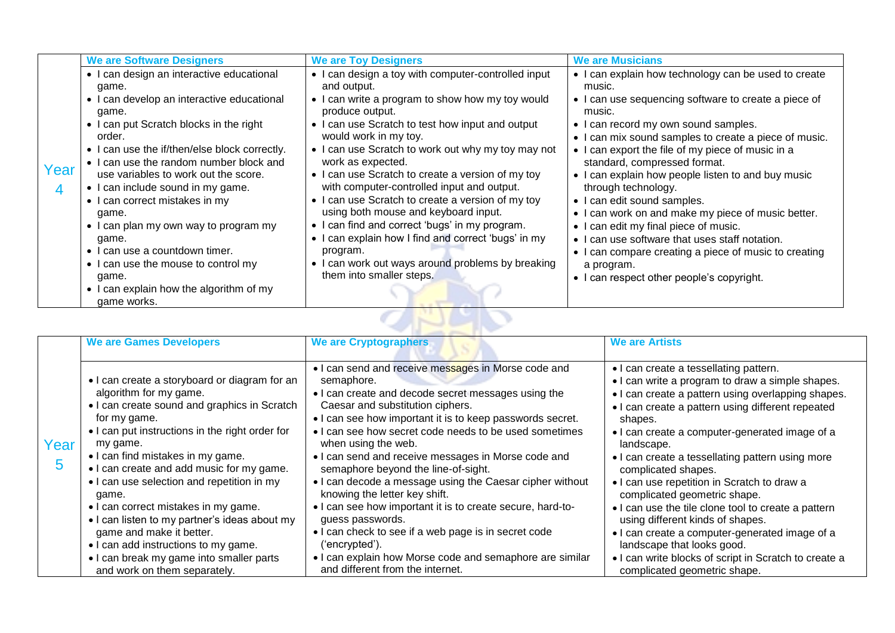| | We are Software Designers | We are Toy Designers | We are Musicians |
|---|---|---|---|
| Year 4 | • I can design an interactive educational game.<br>• I can develop an interactive educational game.<br>• I can put Scratch blocks in the right order.<br>• I can use the if/then/else block correctly.<br>• I can use the random number block and use variables to work out the score.<br>• I can include sound in my game.<br>• I can correct mistakes in my game.<br>• I can plan my own way to program my game.<br>• I can use a countdown timer.<br>• I can use the mouse to control my game.<br>• I can explain how the algorithm of my game works. | • I can design a toy with computer-controlled input and output.<br>• I can write a program to show how my toy would produce output.<br>• I can use Scratch to test how input and output would work in my toy.<br>• I can use Scratch to work out why my toy may not work as expected.<br>• I can use Scratch to create a version of my toy with computer-controlled input and output.<br>• I can use Scratch to create a version of my toy using both mouse and keyboard input.<br>• I can find and correct 'bugs' in my program.<br>• I can explain how I find and correct 'bugs' in my program.<br>• I can work out ways around problems by breaking them into smaller steps. | • I can explain how technology can be used to create music.<br>• I can use sequencing software to create a piece of music.<br>• I can record my own sound samples.<br>• I can mix sound samples to create a piece of music.<br>• I can export the file of my piece of music in a standard, compressed format.<br>• I can explain how people listen to and buy music through technology.<br>• I can edit sound samples.<br>• I can work on and make my piece of music better.<br>• I can edit my final piece of music.<br>• I can use software that uses staff notation.<br>• I can compare creating a piece of music to creating a program.<br>• I can respect other people's copyright. |

| | We are Games Developers | We are Cryptographers | We are Artists |
|---|---|---|---|
| Year 5 | • I can create a storyboard or diagram for an algorithm for my game.<br>• I can create sound and graphics in Scratch for my game.<br>• I can put instructions in the right order for my game.<br>• I can find mistakes in my game.<br>• I can create and add music for my game.<br>• I can use selection and repetition in my game.<br>• I can correct mistakes in my game.<br>• I can listen to my partner's ideas about my game and make it better.<br>• I can add instructions to my game.<br>• I can break my game into smaller parts and work on them separately. | • I can send and receive messages in Morse code and semaphore.<br>• I can create and decode secret messages using the Caesar and substitution ciphers.<br>• I can see how important it is to keep passwords secret.<br>• I can see how secret code needs to be used sometimes when using the web.<br>• I can send and receive messages in Morse code and semaphore beyond the line-of-sight.<br>• I can decode a message using the Caesar cipher without knowing the letter key shift.<br>• I can see how important it is to create secure, hard-to-guess passwords.<br>• I can check to see if a web page is in secret code ('encrypted').<br>• I can explain how Morse code and semaphore are similar and different from the internet. | • I can create a tessellating pattern.<br>• I can write a program to draw a simple shapes.<br>• I can create a pattern using overlapping shapes.<br>• I can create a pattern using different repeated shapes.<br>• I can create a computer-generated image of a landscape.<br>• I can create a tessellating pattern using more complicated shapes.<br>• I can use repetition in Scratch to draw a complicated geometric shape.<br>• I can use the tile clone tool to create a pattern using different kinds of shapes.<br>• I can create a computer-generated image of a landscape that looks good.<br>• I can write blocks of script in Scratch to create a complicated geometric shape. |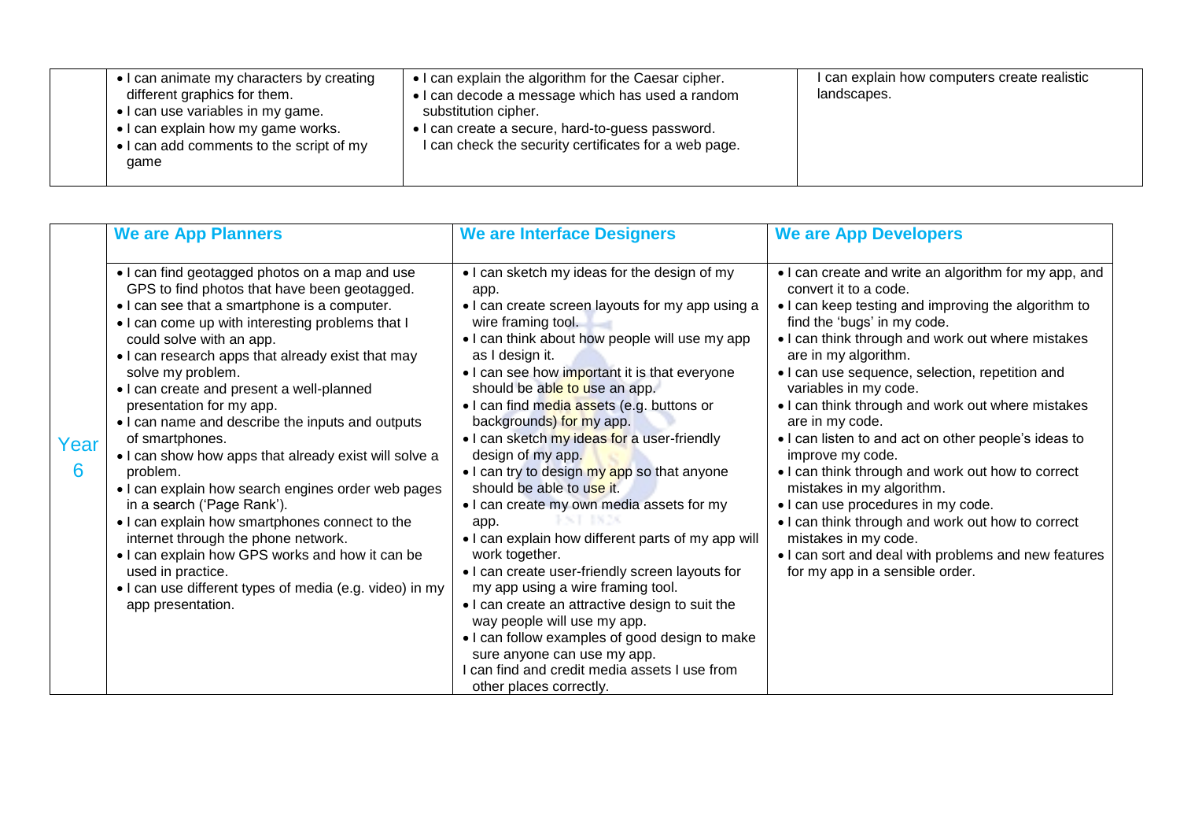| | | | |
|---|---|---|---|
| | • I can animate my characters by creating different graphics for them.<br>• I can use variables in my game.<br>• I can explain how my game works.<br>• I can add comments to the script of my game | • I can explain the algorithm for the Caesar cipher.<br>• I can decode a message which has used a random substitution cipher.<br>• I can create a secure, hard-to-guess password.<br>I can check the security certificates for a web page. | I can explain how computers create realistic landscapes. |

| | We are App Planners | We are Interface Designers | We are App Developers |
|---|---|---|---|
| Year 6 | • I can find geotagged photos on a map and use GPS to find photos that have been geotagged.<br>• I can see that a smartphone is a computer.<br>• I can come up with interesting problems that I could solve with an app.<br>• I can research apps that already exist that may solve my problem.<br>• I can create and present a well-planned presentation for my app.<br>• I can name and describe the inputs and outputs of smartphones.<br>• I can show how apps that already exist will solve a problem.<br>• I can explain how search engines order web pages in a search ('Page Rank').<br>• I can explain how smartphones connect to the internet through the phone network.<br>• I can explain how GPS works and how it can be used in practice.<br>• I can use different types of media (e.g. video) in my app presentation. | • I can sketch my ideas for the design of my app.<br>• I can create screen layouts for my app using a wire framing tool.<br>• I can think about how people will use my app as I design it.<br>• I can see how important it is that everyone should be able to use an app.<br>• I can find media assets (e.g. buttons or backgrounds) for my app.<br>• I can sketch my ideas for a user-friendly design of my app.<br>• I can try to design my app so that anyone should be able to use it.<br>• I can create my own media assets for my app.<br>• I can explain how different parts of my app will work together.<br>• I can create user-friendly screen layouts for my app using a wire framing tool.<br>• I can create an attractive design to suit the way people will use my app.<br>• I can follow examples of good design to make sure anyone can use my app.<br>I can find and credit media assets I use from other places correctly. | • I can create and write an algorithm for my app, and convert it to a code.<br>• I can keep testing and improving the algorithm to find the 'bugs' in my code.<br>• I can think through and work out where mistakes are in my algorithm.<br>• I can use sequence, selection, repetition and variables in my code.<br>• I can think through and work out where mistakes are in my code.<br>• I can listen to and act on other people's ideas to improve my code.<br>• I can think through and work out how to correct mistakes in my algorithm.<br>• I can use procedures in my code.<br>• I can think through and work out how to correct mistakes in my code.<br>• I can sort and deal with problems and new features for my app in a sensible order. |